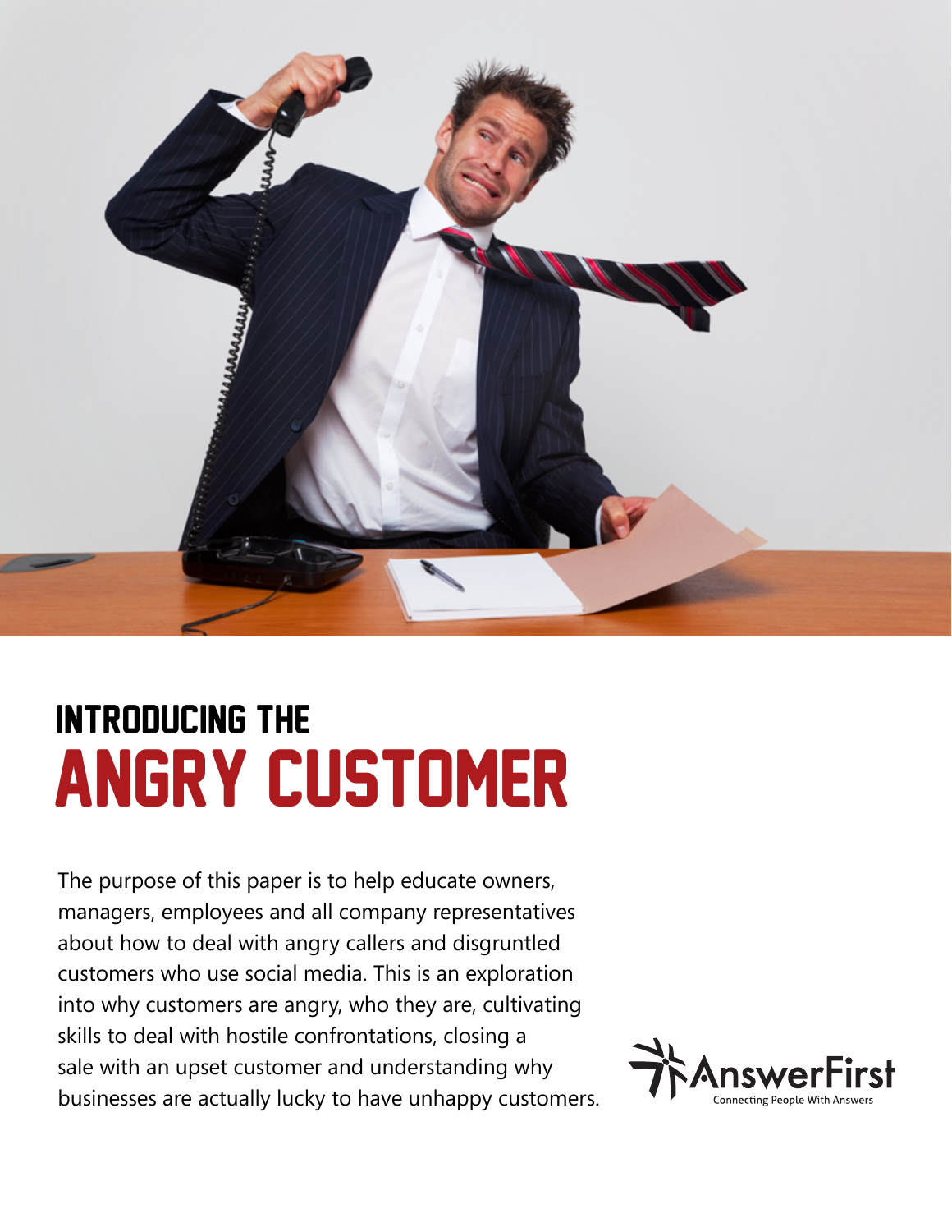# INTRODUCING THE ANGRY CUSTOMER

The purpose of this paper is to help educate owners, managers, employees and all company representatives about how to deal with angry callers and disgruntled customers who use social media. This is an exploration into why customers are angry, who they are, cultivating skills to deal with hostile confrontations, closing a sale with an upset customer and understanding why businesses are actually lucky to have unhappy customers.

AnswerFirst
Connecting People With Answers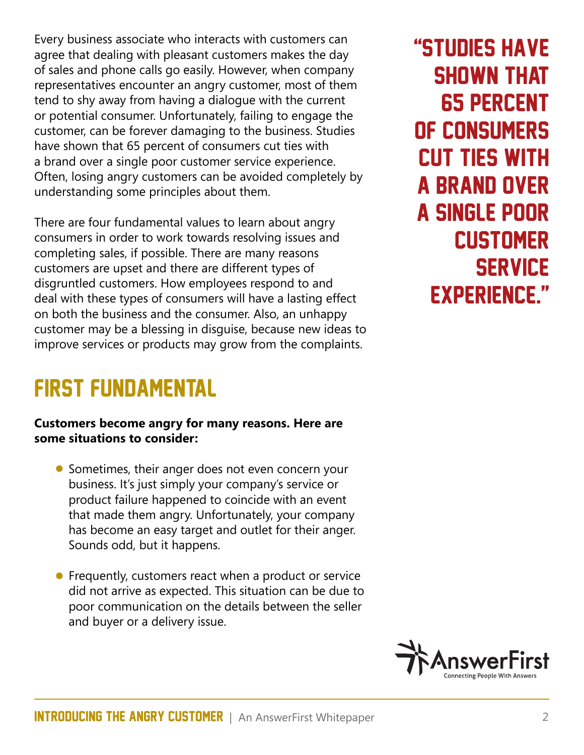Every business associate who interacts with customers can agree that dealing with pleasant customers makes the day of sales and phone calls go easily. However, when company representatives encounter an angry customer, most of them tend to shy away from having a dialogue with the current or potential consumer. Unfortunately, failing to engage the customer, can be forever damaging to the business. Studies have shown that 65 percent of consumers cut ties with a brand over a single poor customer service experience. Often, losing angry customers can be avoided completely by understanding some principles about them.

> "Studies have shown that 65 percent of consumers cut ties with a brand over a single poor customer service experience."

There are four fundamental values to learn about angry consumers in order to work towards resolving issues and completing sales, if possible. There are many reasons customers are upset and there are different types of disgruntled customers. How employees respond to and deal with these types of consumers will have a lasting effect on both the business and the consumer. Also, an unhappy customer may be a blessing in disguise, because new ideas to improve services or products may grow from the complaints.

## First Fundamental

**Customers become angry for many reasons. Here are some situations to consider:**

- Sometimes, their anger does not even concern your business. It's just simply your company's service or product failure happened to coincide with an event that made them angry. Unfortunately, your company has become an easy target and outlet for their anger. Sounds odd, but it happens.
- Frequently, customers react when a product or service did not arrive as expected. This situation can be due to poor communication on the details between the seller and buyer or a delivery issue.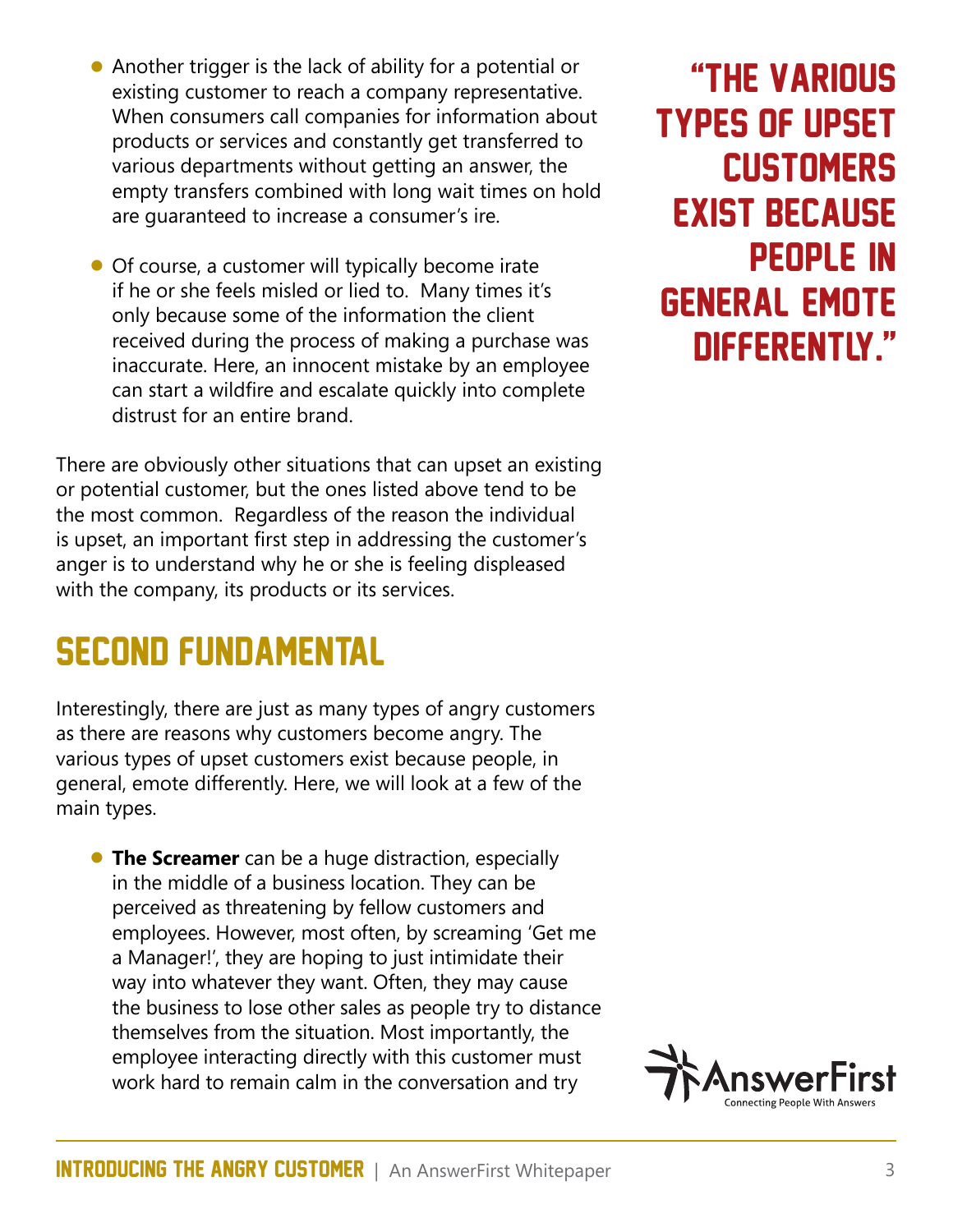- Another trigger is the lack of ability for a potential or existing customer to reach a company representative. When consumers call companies for information about products or services and constantly get transferred to various departments without getting an answer, the empty transfers combined with long wait times on hold are guaranteed to increase a consumer's ire.

- Of course, a customer will typically become irate if he or she feels misled or lied to. Many times it's only because some of the information the client received during the process of making a purchase was inaccurate. Here, an innocent mistake by an employee can start a wildfire and escalate quickly into complete distrust for an entire brand.

There are obviously other situations that can upset an existing or potential customer, but the ones listed above tend to be the most common. Regardless of the reason the individual is upset, an important first step in addressing the customer's anger is to understand why he or she is feeling displeased with the company, its products or its services.

> "The various types of upset customers exist because people in general emote differently."

## SECOND FUNDAMENTAL

Interestingly, there are just as many types of angry customers as there are reasons why customers become angry. The various types of upset customers exist because people, in general, emote differently. Here, we will look at a few of the main types.

- **The Screamer** can be a huge distraction, especially in the middle of a business location. They can be perceived as threatening by fellow customers and employees. However, most often, by screaming 'Get me a Manager!', they are hoping to just intimidate their way into whatever they want. Often, they may cause the business to lose other sales as people try to distance themselves from the situation. Most importantly, the employee interacting directly with this customer must work hard to remain calm in the conversation and try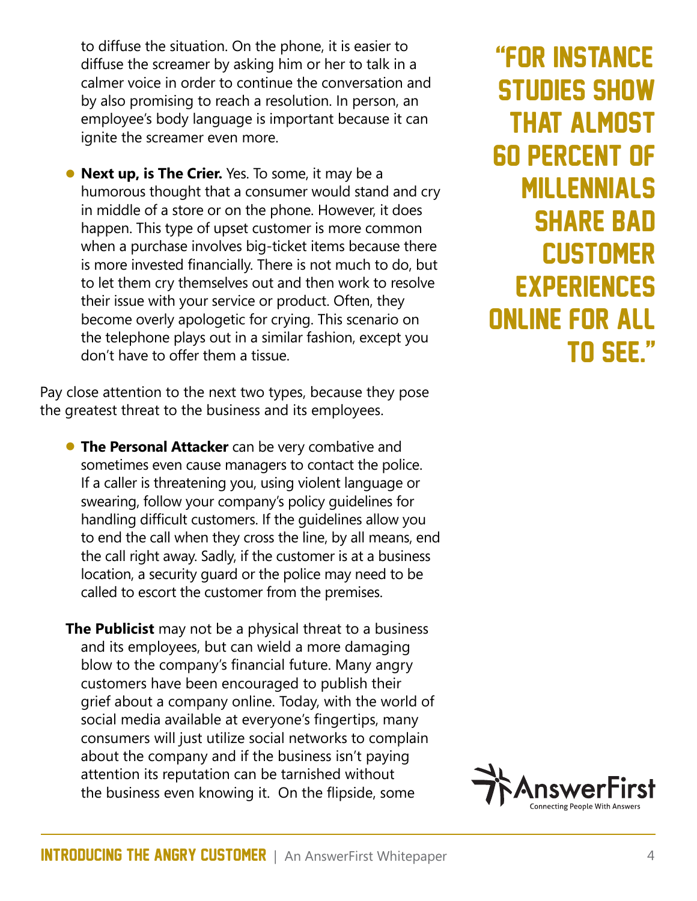to diffuse the situation. On the phone, it is easier to diffuse the screamer by asking him or her to talk in a calmer voice in order to continue the conversation and by also promising to reach a resolution. In person, an employee's body language is important because it can ignite the screamer even more.

- **Next up, is The Crier.** Yes. To some, it may be a humorous thought that a consumer would stand and cry in middle of a store or on the phone. However, it does happen. This type of upset customer is more common when a purchase involves big-ticket items because there is more invested financially. There is not much to do, but to let them cry themselves out and then work to resolve their issue with your service or product. Often, they become overly apologetic for crying. This scenario on the telephone plays out in a similar fashion, except you don't have to offer them a tissue.

Pay close attention to the next two types, because they pose the greatest threat to the business and its employees.

- **The Personal Attacker** can be very combative and sometimes even cause managers to contact the police. If a caller is threatening you, using violent language or swearing, follow your company's policy guidelines for handling difficult customers. If the guidelines allow you to end the call when they cross the line, by all means, end the call right away. Sadly, if the customer is at a business location, a security guard or the police may need to be called to escort the customer from the premises.

**The Publicist** may not be a physical threat to a business and its employees, but can wield a more damaging blow to the company's financial future. Many angry customers have been encouraged to publish their grief about a company online. Today, with the world of social media available at everyone's fingertips, many consumers will just utilize social networks to complain about the company and if the business isn't paying attention its reputation can be tarnished without the business even knowing it. On the flipside, some

> "FOR INSTANCE STUDIES SHOW THAT ALMOST 60 PERCENT OF MILLENNIALS SHARE BAD CUSTOMER EXPERIENCES ONLINE FOR ALL TO SEE."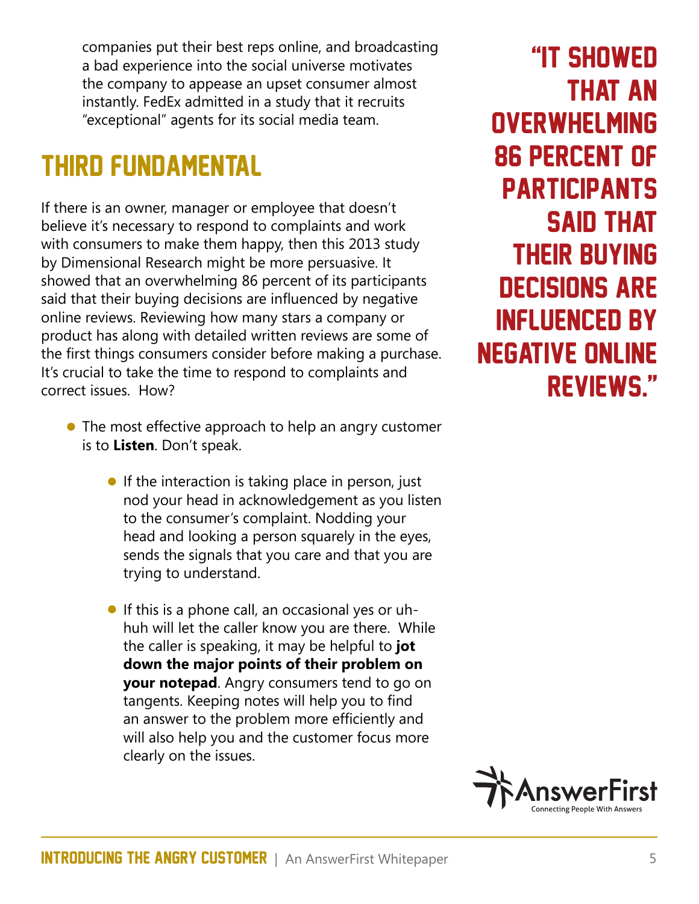companies put their best reps online, and broadcasting a bad experience into the social universe motivates the company to appease an upset consumer almost instantly. FedEx admitted in a study that it recruits “exceptional” agents for its social media team.

## THIRD FUNDAMENTAL

If there is an owner, manager or employee that doesn’t believe it’s necessary to respond to complaints and work with consumers to make them happy, then this 2013 study by Dimensional Research might be more persuasive. It showed that an overwhelming 86 percent of its participants said that their buying decisions are influenced by negative online reviews. Reviewing how many stars a company or product has along with detailed written reviews are some of the first things consumers consider before making a purchase. It’s crucial to take the time to respond to complaints and correct issues. How?

- The most effective approach to help an angry customer is to **Listen**. Don’t speak.
  - If the interaction is taking place in person, just nod your head in acknowledgement as you listen to the consumer’s complaint. Nodding your head and looking a person squarely in the eyes, sends the signals that you care and that you are trying to understand.
  - If this is a phone call, an occasional yes or uh-huh will let the caller know you are there. While the caller is speaking, it may be helpful to **jot down the major points of their problem on your notepad**. Angry consumers tend to go on tangents. Keeping notes will help you to find an answer to the problem more efficiently and will also help you and the customer focus more clearly on the issues.

> **“IT SHOWED THAT AN OVERWHELMING 86 PERCENT OF PARTICIPANTS SAID THAT THEIR BUYING DECISIONS ARE INFLUENCED BY NEGATIVE ONLINE REVIEWS.”**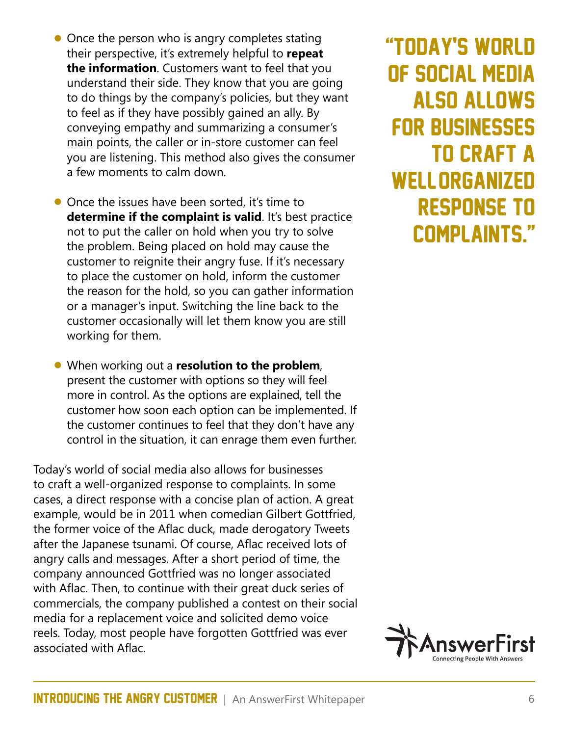- Once the person who is angry completes stating their perspective, it's extremely helpful to **repeat the information**. Customers want to feel that you understand their side. They know that you are going to do things by the company's policies, but they want to feel as if they have possibly gained an ally. By conveying empathy and summarizing a consumer's main points, the caller or in-store customer can feel you are listening. This method also gives the consumer a few moments to calm down.

- Once the issues have been sorted, it's time to **determine if the complaint is valid**. It's best practice not to put the caller on hold when you try to solve the problem. Being placed on hold may cause the customer to reignite their angry fuse. If it's necessary to place the customer on hold, inform the customer the reason for the hold, so you can gather information or a manager's input. Switching the line back to the customer occasionally will let them know you are still working for them.

- When working out a **resolution to the problem**, present the customer with options so they will feel more in control. As the options are explained, tell the customer how soon each option can be implemented. If the customer continues to feel that they don't have any control in the situation, it can enrage them even further.

Today's world of social media also allows for businesses to craft a well-organized response to complaints. In some cases, a direct response with a concise plan of action. A great example, would be in 2011 when comedian Gilbert Gottfried, the former voice of the Aflac duck, made derogatory Tweets after the Japanese tsunami. Of course, Aflac received lots of angry calls and messages. After a short period of time, the company announced Gottfried was no longer associated with Aflac. Then, to continue with their great duck series of commercials, the company published a contest on their social media for a replacement voice and solicited demo voice reels. Today, most people have forgotten Gottfried was ever associated with Aflac.

> "TODAY'S WORLD OF SOCIAL MEDIA ALSO ALLOWS FOR BUSINESSES TO CRAFT A WELL ORGANIZED RESPONSE TO COMPLAINTS."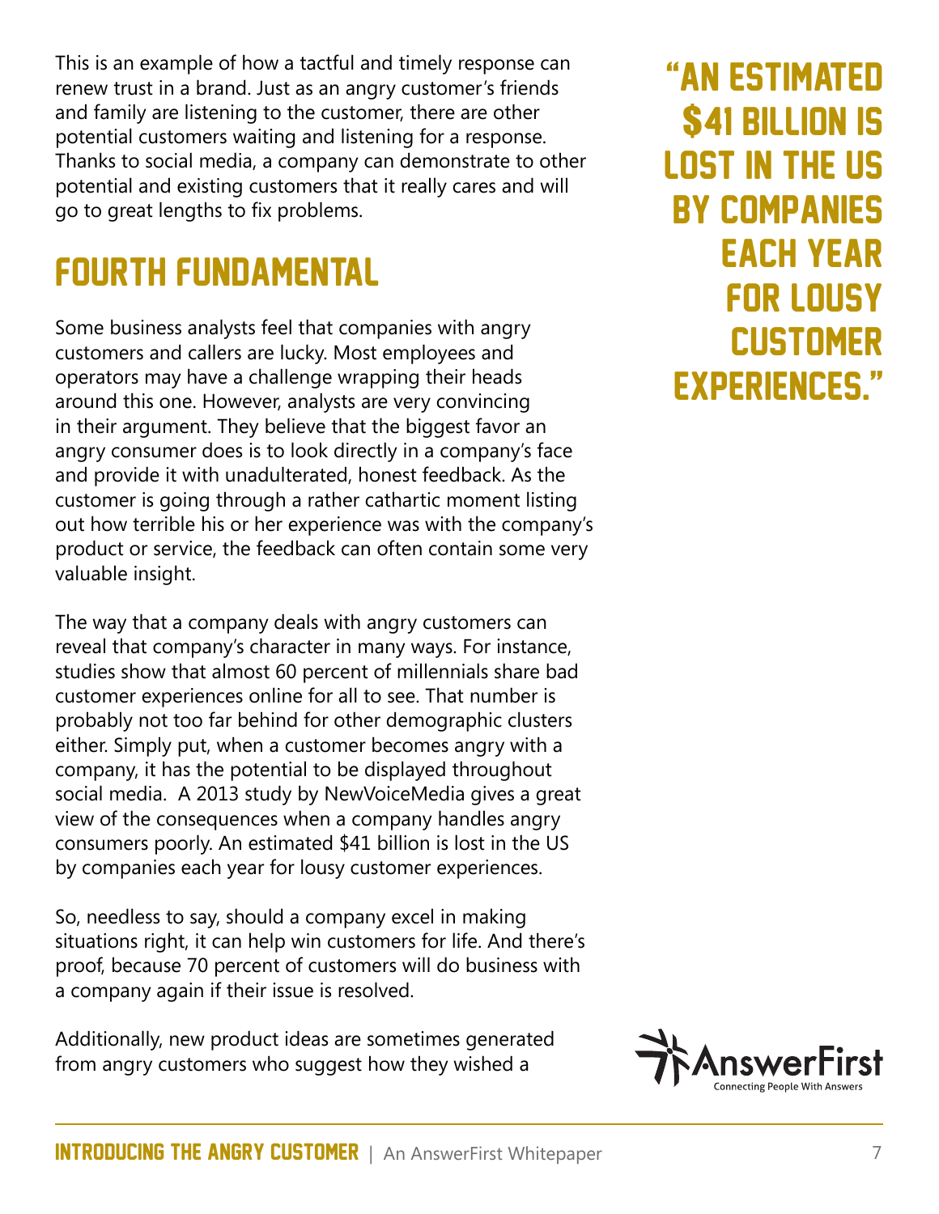This is an example of how a tactful and timely response can renew trust in a brand. Just as an angry customer's friends and family are listening to the customer, there are other potential customers waiting and listening for a response. Thanks to social media, a company can demonstrate to other potential and existing customers that it really cares and will go to great lengths to fix problems.

## FOURTH FUNDAMENTAL

Some business analysts feel that companies with angry customers and callers are lucky. Most employees and operators may have a challenge wrapping their heads around this one. However, analysts are very convincing in their argument. They believe that the biggest favor an angry consumer does is to look directly in a company's face and provide it with unadulterated, honest feedback. As the customer is going through a rather cathartic moment listing out how terrible his or her experience was with the company's product or service, the feedback can often contain some very valuable insight.

The way that a company deals with angry customers can reveal that company's character in many ways. For instance, studies show that almost 60 percent of millennials share bad customer experiences online for all to see. That number is probably not too far behind for other demographic clusters either. Simply put, when a customer becomes angry with a company, it has the potential to be displayed throughout social media. A 2013 study by NewVoiceMedia gives a great view of the consequences when a company handles angry consumers poorly. An estimated $41 billion is lost in the US by companies each year for lousy customer experiences.

> "AN ESTIMATED $41 BILLION IS LOST IN THE US BY COMPANIES EACH YEAR FOR LOUSY CUSTOMER EXPERIENCES."

So, needless to say, should a company excel in making situations right, it can help win customers for life. And there's proof, because 70 percent of customers will do business with a company again if their issue is resolved.

Additionally, new product ideas are sometimes generated from angry customers who suggest how they wished a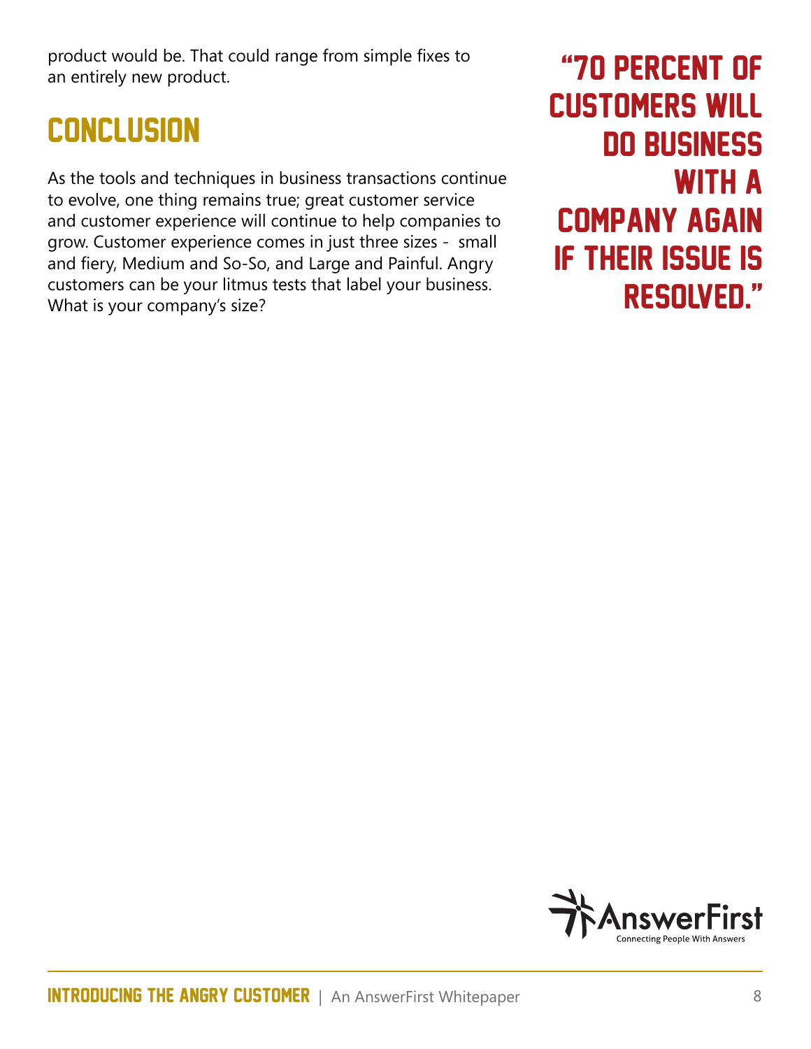product would be. That could range from simple fixes to an entirely new product.

## CONCLUSION

As the tools and techniques in business transactions continue to evolve, one thing remains true; great customer service and customer experience will continue to help companies to grow. Customer experience comes in just three sizes - small and fiery, Medium and So-So, and Large and Painful. Angry customers can be your litmus tests that label your business. What is your company's size?

**"70 PERCENT OF CUSTOMERS WILL DO BUSINESS WITH A COMPANY AGAIN IF THEIR ISSUE IS RESOLVED."**

AnswerFirst
Connecting People With Answers